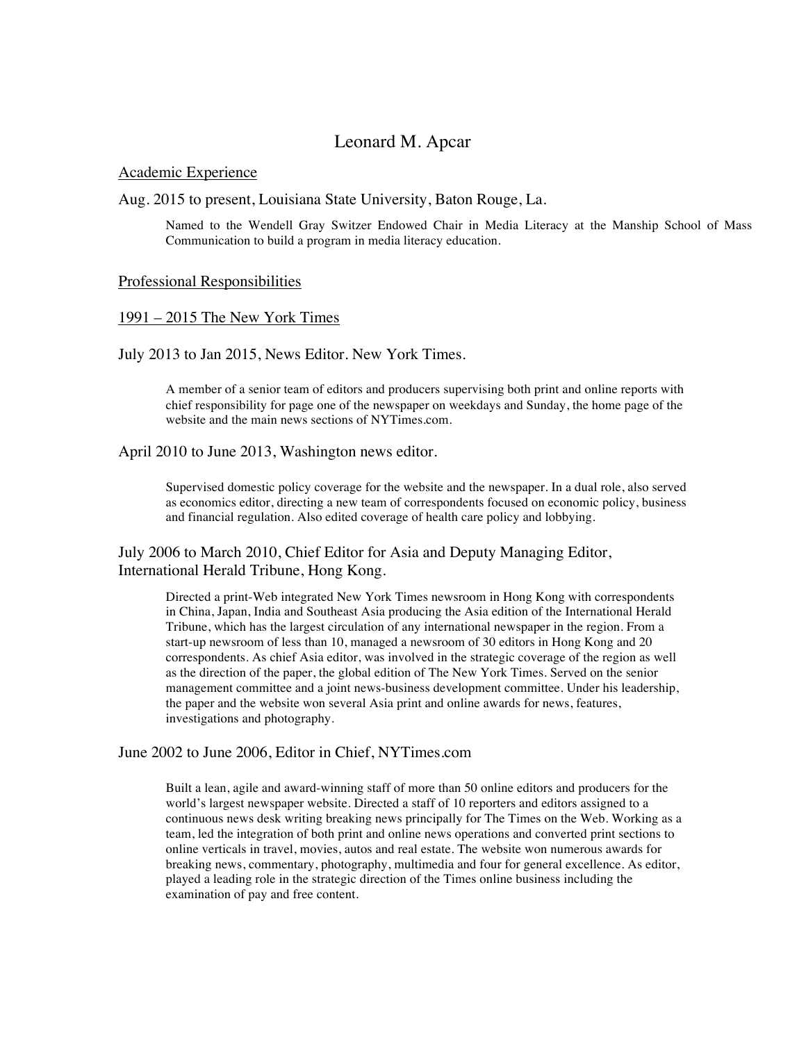# Leonard M. Apcar

## Academic Experience

### Aug. 2015 to present, Louisiana State University, Baton Rouge, La.

Named to the Wendell Gray Switzer Endowed Chair in Media Literacy at the Manship School of Mass Communication to build a program in media literacy education.

## Professional Responsibilities

## 1991 – 2015 The New York Times

### July 2013 to Jan 2015, News Editor. New York Times.

A member of a senior team of editors and producers supervising both print and online reports with chief responsibility for page one of the newspaper on weekdays and Sunday, the home page of the website and the main news sections of NYTimes.com.

### April 2010 to June 2013, Washington news editor.

Supervised domestic policy coverage for the website and the newspaper. In a dual role, also served as economics editor, directing a new team of correspondents focused on economic policy, business and financial regulation. Also edited coverage of health care policy and lobbying.

### July 2006 to March 2010, Chief Editor for Asia and Deputy Managing Editor, International Herald Tribune, Hong Kong.

Directed a print-Web integrated New York Times newsroom in Hong Kong with correspondents in China, Japan, India and Southeast Asia producing the Asia edition of the International Herald Tribune, which has the largest circulation of any international newspaper in the region. From a start-up newsroom of less than 10, managed a newsroom of 30 editors in Hong Kong and 20 correspondents. As chief Asia editor, was involved in the strategic coverage of the region as well as the direction of the paper, the global edition of The New York Times. Served on the senior management committee and a joint news-business development committee. Under his leadership, the paper and the website won several Asia print and online awards for news, features, investigations and photography.

### June 2002 to June 2006, Editor in Chief, NYTimes.com

Built a lean, agile and award-winning staff of more than 50 online editors and producers for the world's largest newspaper website. Directed a staff of 10 reporters and editors assigned to a continuous news desk writing breaking news principally for The Times on the Web. Working as a team, led the integration of both print and online news operations and converted print sections to online verticals in travel, movies, autos and real estate. The website won numerous awards for breaking news, commentary, photography, multimedia and four for general excellence. As editor, played a leading role in the strategic direction of the Times online business including the examination of pay and free content.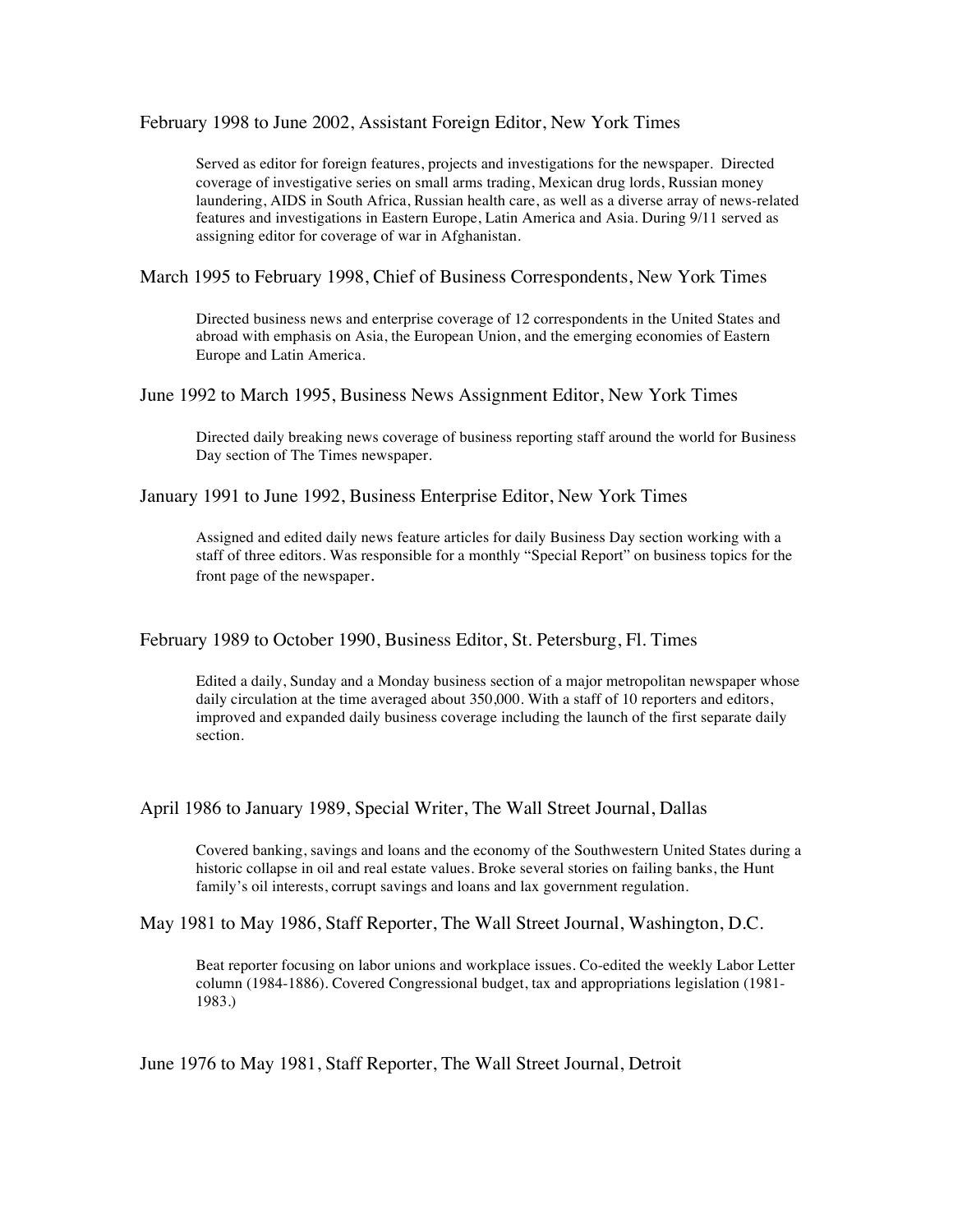### February 1998 to June 2002, Assistant Foreign Editor, New York Times

Served as editor for foreign features, projects and investigations for the newspaper. Directed coverage of investigative series on small arms trading, Mexican drug lords, Russian money laundering, AIDS in South Africa, Russian health care, as well as a diverse array of news-related features and investigations in Eastern Europe, Latin America and Asia. During 9/11 served as assigning editor for coverage of war in Afghanistan.

### March 1995 to February 1998, Chief of Business Correspondents, New York Times

Directed business news and enterprise coverage of 12 correspondents in the United States and abroad with emphasis on Asia, the European Union, and the emerging economies of Eastern Europe and Latin America.

### June 1992 to March 1995, Business News Assignment Editor, New York Times

Directed daily breaking news coverage of business reporting staff around the world for Business Day section of The Times newspaper.

### January 1991 to June 1992, Business Enterprise Editor, New York Times

Assigned and edited daily news feature articles for daily Business Day section working with a staff of three editors. Was responsible for a monthly "Special Report" on business topics for the front page of the newspaper.

### February 1989 to October 1990, Business Editor, St. Petersburg, Fl. Times

Edited a daily, Sunday and a Monday business section of a major metropolitan newspaper whose daily circulation at the time averaged about 350,000. With a staff of 10 reporters and editors, improved and expanded daily business coverage including the launch of the first separate daily section.

### April 1986 to January 1989, Special Writer, The Wall Street Journal, Dallas

Covered banking, savings and loans and the economy of the Southwestern United States during a historic collapse in oil and real estate values. Broke several stories on failing banks, the Hunt family's oil interests, corrupt savings and loans and lax government regulation.

### May 1981 to May 1986, Staff Reporter, The Wall Street Journal, Washington, D.C.

Beat reporter focusing on labor unions and workplace issues. Co-edited the weekly Labor Letter column (1984-1886). Covered Congressional budget, tax and appropriations legislation (1981-1983.)

### June 1976 to May 1981, Staff Reporter, The Wall Street Journal, Detroit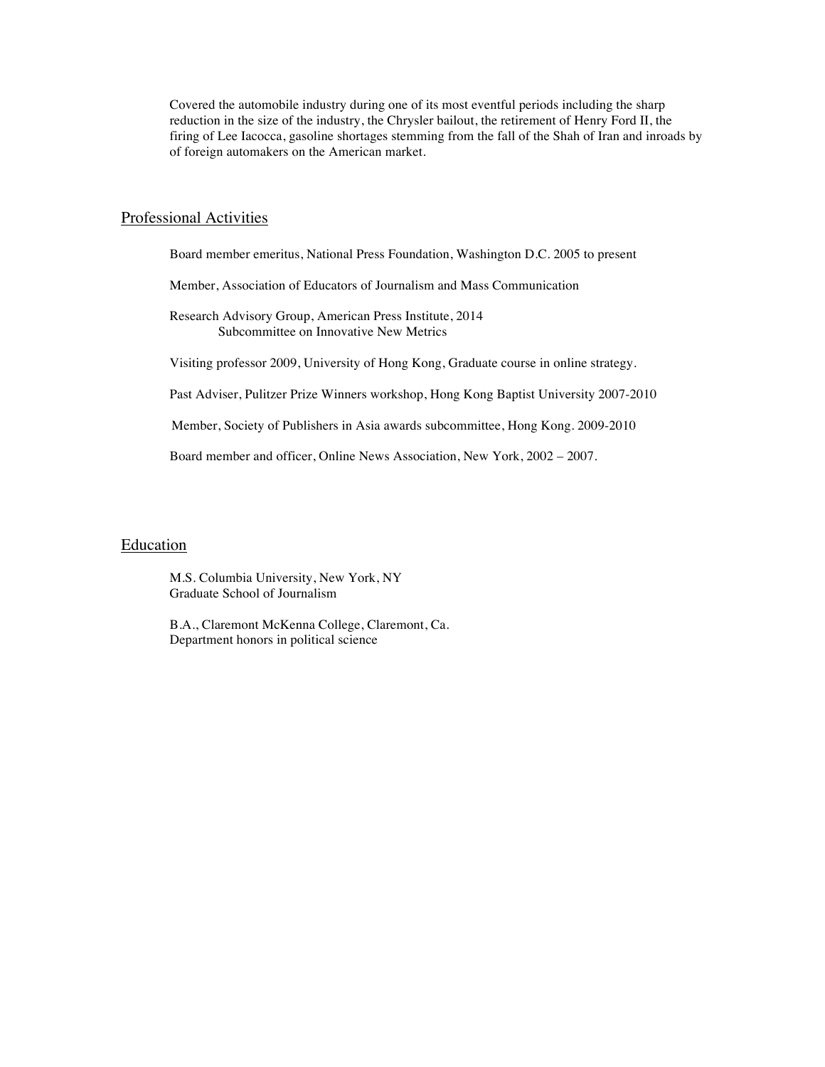Covered the automobile industry during one of its most eventful periods including the sharp reduction in the size of the industry, the Chrysler bailout, the retirement of Henry Ford II, the firing of Lee Iacocca, gasoline shortages stemming from the fall of the Shah of Iran and inroads by of foreign automakers on the American market.

## Professional Activities

Board member emeritus, National Press Foundation, Washington D.C. 2005 to present

Member, Association of Educators of Journalism and Mass Communication

Research Advisory Group, American Press Institute, 2014
Subcommittee on Innovative New Metrics

Visiting professor 2009, University of Hong Kong, Graduate course in online strategy.

Past Adviser, Pulitzer Prize Winners workshop, Hong Kong Baptist University 2007-2010

Member, Society of Publishers in Asia awards subcommittee, Hong Kong. 2009-2010

Board member and officer, Online News Association, New York, 2002 – 2007.

## Education

M.S. Columbia University, New York, NY
Graduate School of Journalism

B.A., Claremont McKenna College, Claremont, Ca.
Department honors in political science